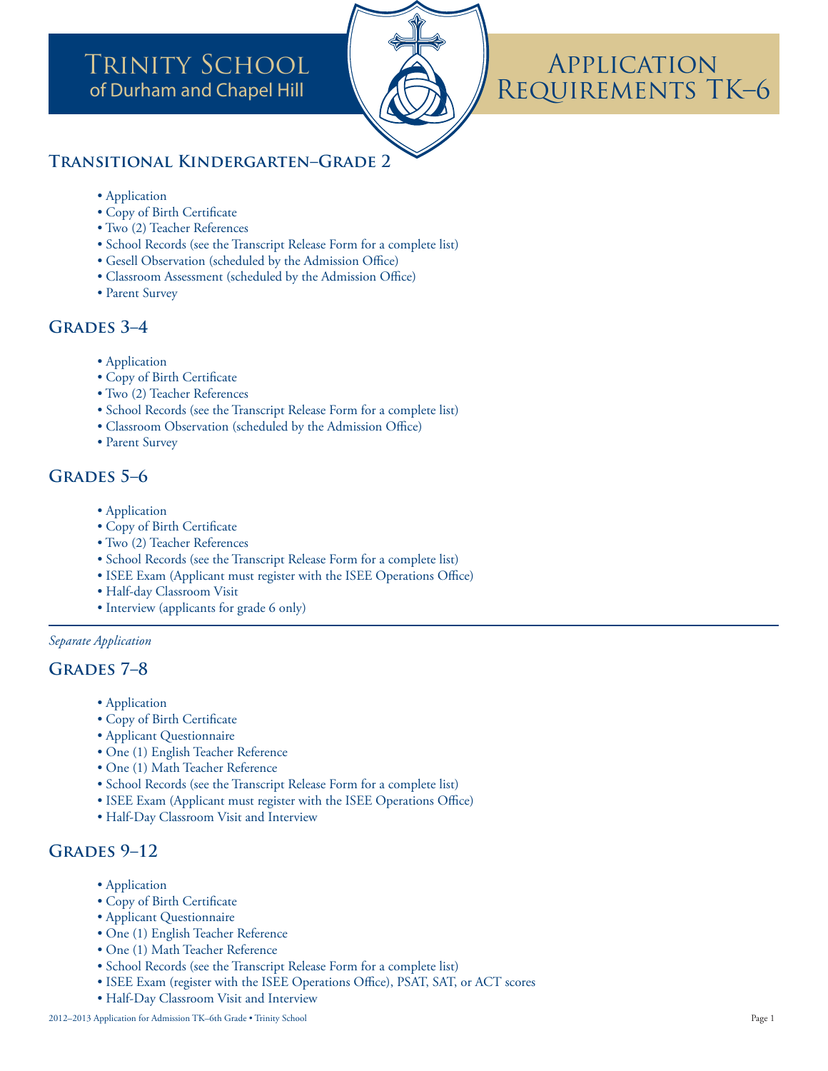# Trinity School of Durham and Chapel Hill

# Application Requirements TK–6

## Transitional Kindergarten–Grade 2

- Application
- Copy of Birth Certificate
- Two (2) Teacher References
- School Records (see the Transcript Release Form for a complete list)
- Gesell Observation (scheduled by the Admission Office)
- Classroom Assessment (scheduled by the Admission Office)
- Parent Survey

## Grades 3–4

- Application
- Copy of Birth Certificate
- Two (2) Teacher References
- School Records (see the Transcript Release Form for a complete list)
- Classroom Observation (scheduled by the Admission Office)
- Parent Survey

## Grades 5–6

- Application
- Copy of Birth Certificate
- Two (2) Teacher References
- School Records (see the Transcript Release Form for a complete list)
- ISEE Exam (Applicant must register with the ISEE Operations Office)
- Half-day Classroom Visit
- Interview (applicants for grade 6 only)

---

*Separate Application*

## Grades 7–8

- Application
- Copy of Birth Certificate
- Applicant Questionnaire
- One (1) English Teacher Reference
- One (1) Math Teacher Reference
- School Records (see the Transcript Release Form for a complete list)
- ISEE Exam (Applicant must register with the ISEE Operations Office)
- Half-Day Classroom Visit and Interview

## Grades 9–12

- Application
- Copy of Birth Certificate
- Applicant Questionnaire
- One (1) English Teacher Reference
- One (1) Math Teacher Reference
- School Records (see the Transcript Release Form for a complete list)
- ISEE Exam (register with the ISEE Operations Office), PSAT, SAT, or ACT scores
- Half-Day Classroom Visit and Interview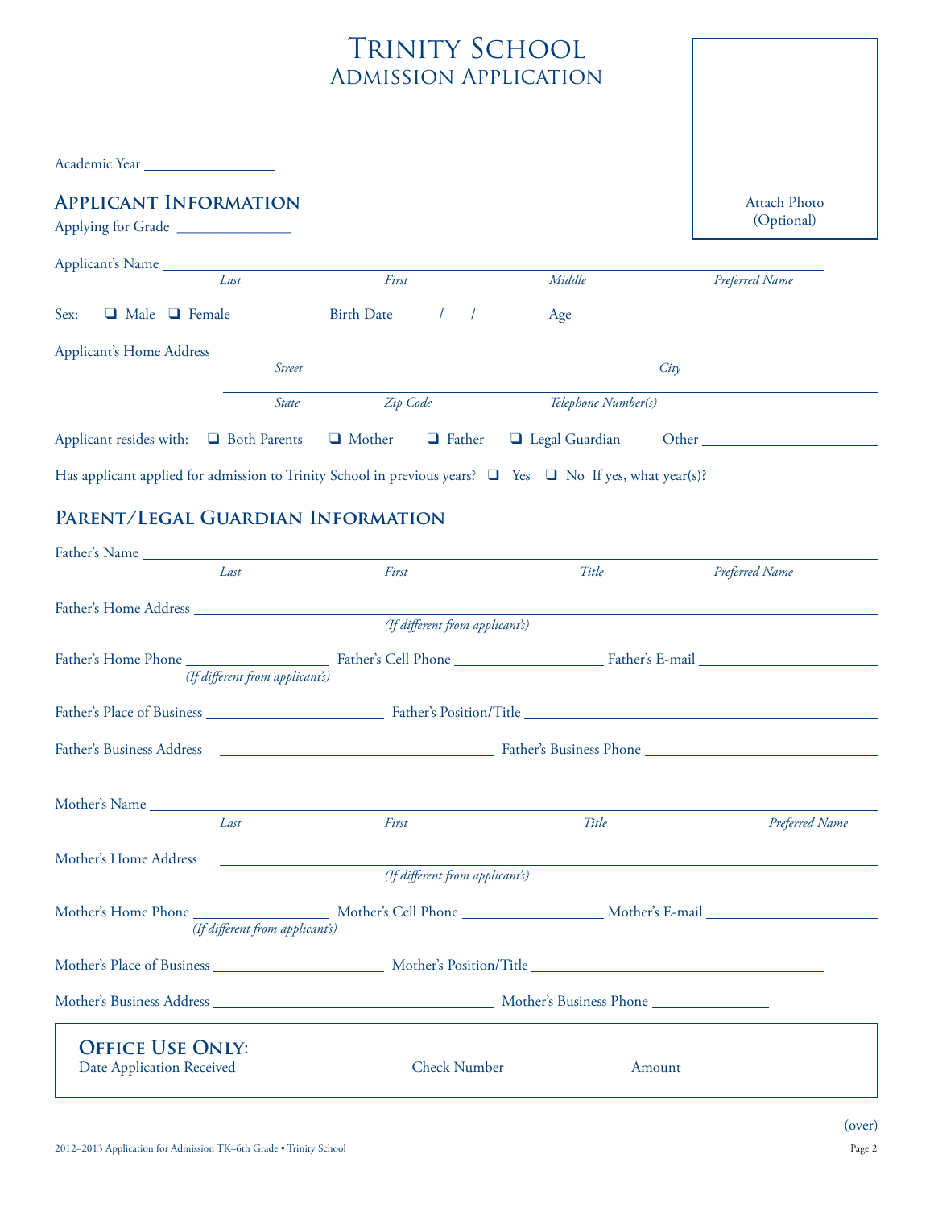# Trinity School
## Admission Application

Attach Photo (Optional)

Academic Year ________________

## Applicant Information

Applying for Grade ______________

Applicant's Name ____________________________________________________________
*Last* *First* *Middle* *Preferred Name*

Sex: ❑ Male ❑ Female Birth Date ____/____/____ Age __________

Applicant's Home Address ____________________________________________________________
*Street* *City*

____________________________________________________________
*State* *Zip Code* *Telephone Number(s)*

Applicant resides with: ❑ Both Parents ❑ Mother ❑ Father ❑ Legal Guardian Other ______________

Has applicant applied for admission to Trinity School in previous years? ❑ Yes ❑ No If yes, what year(s)? ______________

## Parent/Legal Guardian Information

Father's Name ____________________________________________________________
*Last* *First* *Title* *Preferred Name*

Father's Home Address ____________________________________________________________
*(If different from applicant's)*

Father's Home Phone ______________ Father's Cell Phone ______________ Father's E-mail ______________
*(If different from applicant's)*

Father's Place of Business ______________ Father's Position/Title ______________

Father's Business Address ______________ Father's Business Phone ______________

Mother's Name ____________________________________________________________
*Last* *First* *Title* *Preferred Name*

Mother's Home Address ____________________________________________________________
*(If different from applicant's)*

Mother's Home Phone ______________ Mother's Cell Phone ______________ Mother's E-mail ______________
*(If different from applicant's)*

Mother's Place of Business ______________ Mother's Position/Title ______________

Mother's Business Address ______________ Mother's Business Phone ______________

**Office Use Only:**
Date Application Received ______________ Check Number ______________ Amount ______________

(over)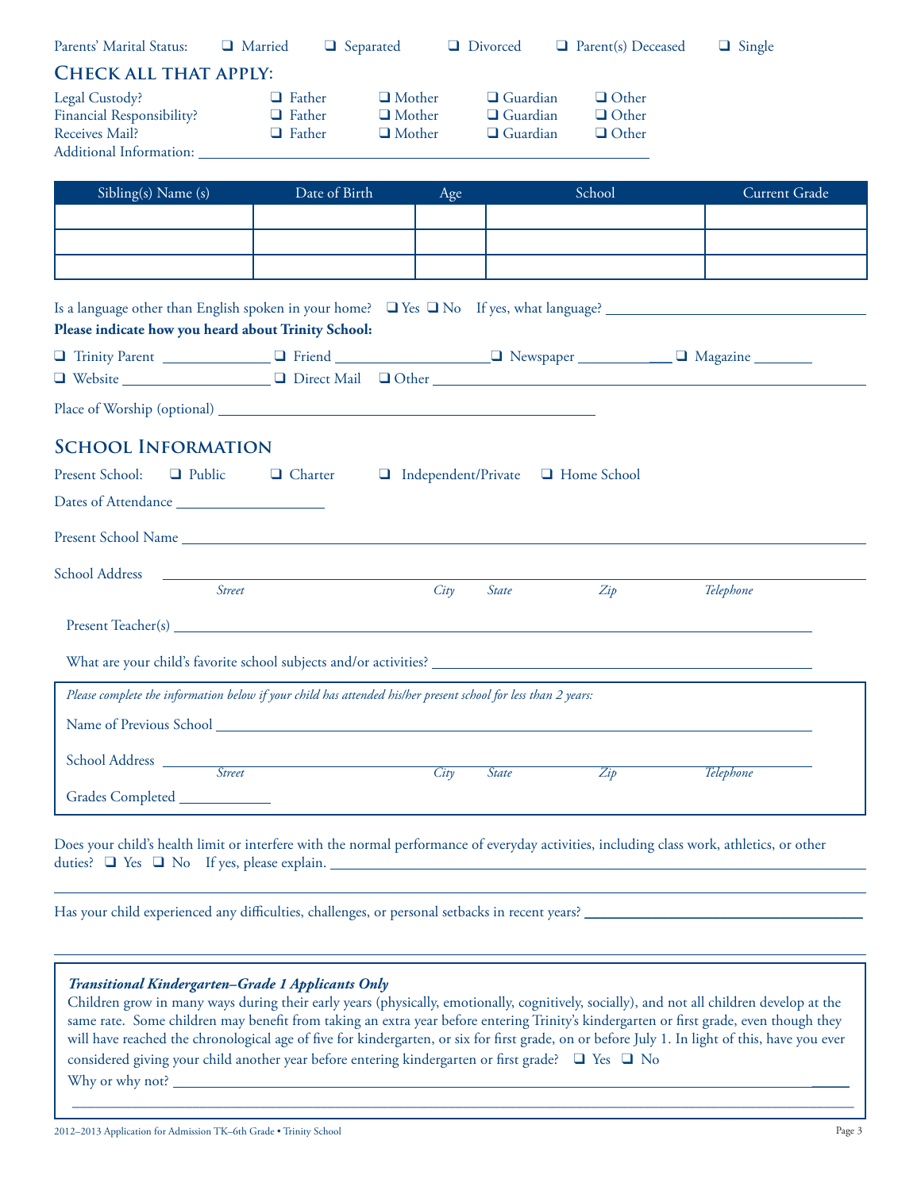Parents' Marital Status: ❑ Married ❑ Separated ❑ Divorced ❑ Parent(s) Deceased ❑ Single

## Check all that apply:

| | | | | |
|---|---|---|---|---|
| Legal Custody? | ❑ Father | ❑ Mother | ❑ Guardian | ❑ Other |
| Financial Responsibility? | ❑ Father | ❑ Mother | ❑ Guardian | ❑ Other |
| Receives Mail? | ❑ Father | ❑ Mother | ❑ Guardian | ❑ Other |

Additional Information: ______________________________

| Sibling(s) Name (s) | Date of Birth | Age | School | Current Grade |
|---|---|---|---|---|
| | | | | |
| | | | | |
| | | | | |

Is a language other than English spoken in your home? ❑ Yes ❑ No If yes, what language? ______________

**Please indicate how you heard about Trinity School:**

❑ Trinity Parent ____________ ❑ Friend ____________ ❑ Newspaper ____________ ❑ Magazine ________

❑ Website ____________ ❑ Direct Mail ❑ Other ______________________________

Place of Worship (optional) ______________________________

## School Information

Present School: ❑ Public ❑ Charter ❑ Independent/Private ❑ Home School

Dates of Attendance ____________

Present School Name ______________________________

School Address ______________________________
*Street* *City* *State* *Zip* *Telephone*

Present Teacher(s) ______________________________

What are your child's favorite school subjects and/or activities? ______________________________

*Please complete the information below if your child has attended his/her present school for less than 2 years:*

Name of Previous School ______________________________

School Address ______________________________
*Street* *City* *State* *Zip* *Telephone*

Grades Completed ____________

Does your child's health limit or interfere with the normal performance of everyday activities, including class work, athletics, or other duties? ❑ Yes ❑ No If yes, please explain. ______________________________

Has your child experienced any difficulties, challenges, or personal setbacks in recent years? ______________________________

***Transitional Kindergarten–Grade 1 Applicants Only***

Children grow in many ways during their early years (physically, emotionally, cognitively, socially), and not all children develop at the same rate. Some children may benefit from taking an extra year before entering Trinity's kindergarten or first grade, even though they will have reached the chronological age of five for kindergarten, or six for first grade, on or before July 1. In light of this, have you ever considered giving your child another year before entering kindergarten or first grade? ❑ Yes ❑ No

Why or why not? ______________________________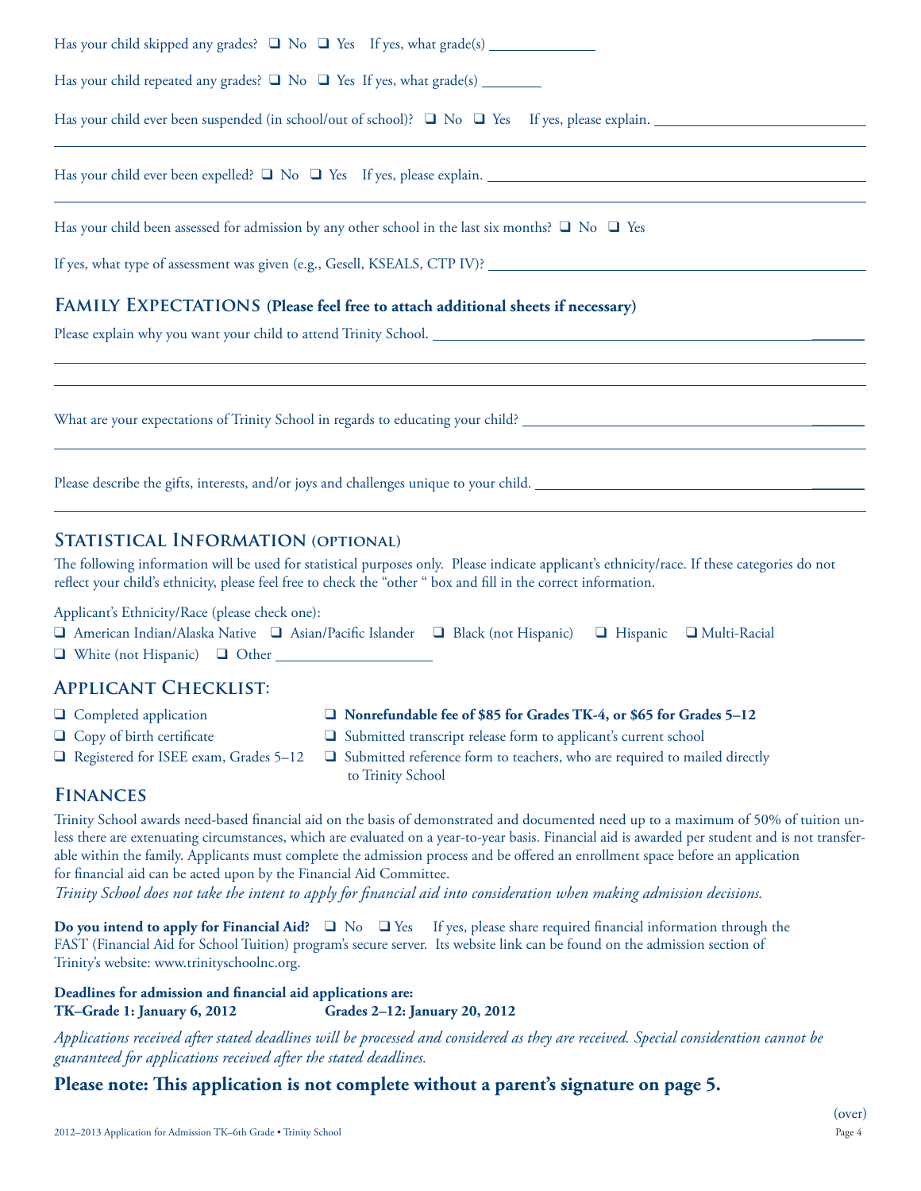Has your child skipped any grades? ❑ No ❑ Yes If yes, what grade(s) ____________

Has your child repeated any grades? ❑ No ❑ Yes If yes, what grade(s) ________

Has your child ever been suspended (in school/out of school)? ❑ No ❑ Yes If yes, please explain. ____________________________

Has your child ever been expelled? ❑ No ❑ Yes If yes, please explain. ____________________________

Has your child been assessed for admission by any other school in the last six months? ❑ No ❑ Yes

If yes, what type of assessment was given (e.g., Gesell, KSEALS, CTP IV)? ____________________________

## Family Expectations (Please feel free to attach additional sheets if necessary)

Please explain why you want your child to attend Trinity School. ____________________________

What are your expectations of Trinity School in regards to educating your child? ____________________________

Please describe the gifts, interests, and/or joys and challenges unique to your child. ____________________________

## Statistical Information (optional)

The following information will be used for statistical purposes only. Please indicate applicant's ethnicity/race. If these categories do not reflect your child's ethnicity, please feel free to check the "other " box and fill in the correct information.

Applicant's Ethnicity/Race (please check one):

❑ American Indian/Alaska Native ❑ Asian/Pacific Islander ❑ Black (not Hispanic) ❑ Hispanic ❑ Multi-Racial
❑ White (not Hispanic) ❑ Other ____________________

## Applicant Checklist:

❑ Completed application
❑ Copy of birth certificate
❑ Registered for ISEE exam, Grades 5–12
❑ **Nonrefundable fee of $85 for Grades TK-4, or $65 for Grades 5–12**
❑ Submitted transcript release form to applicant's current school
❑ Submitted reference form to teachers, who are required to mailed directly to Trinity School

## Finances

Trinity School awards need-based financial aid on the basis of demonstrated and documented need up to a maximum of 50% of tuition unless there are extenuating circumstances, which are evaluated on a year-to-year basis. Financial aid is awarded per student and is not transferable within the family. Applicants must complete the admission process and be offered an enrollment space before an application for financial aid can be acted upon by the Financial Aid Committee.

*Trinity School does not take the intent to apply for financial aid into consideration when making admission decisions.*

**Do you intend to apply for Financial Aid?** ❑ No ❑ Yes If yes, please share required financial information through the FAST (Financial Aid for School Tuition) program's secure server. Its website link can be found on the admission section of Trinity's website: www.trinityschoolnc.org.

**Deadlines for admission and financial aid applications are:**
**TK–Grade 1: January 6, 2012** **Grades 2–12: January 20, 2012**

*Applications received after stated deadlines will be processed and considered as they are received. Special consideration cannot be guaranteed for applications received after the stated deadlines.*

**Please note: This application is not complete without a parent's signature on page 5.**

(over)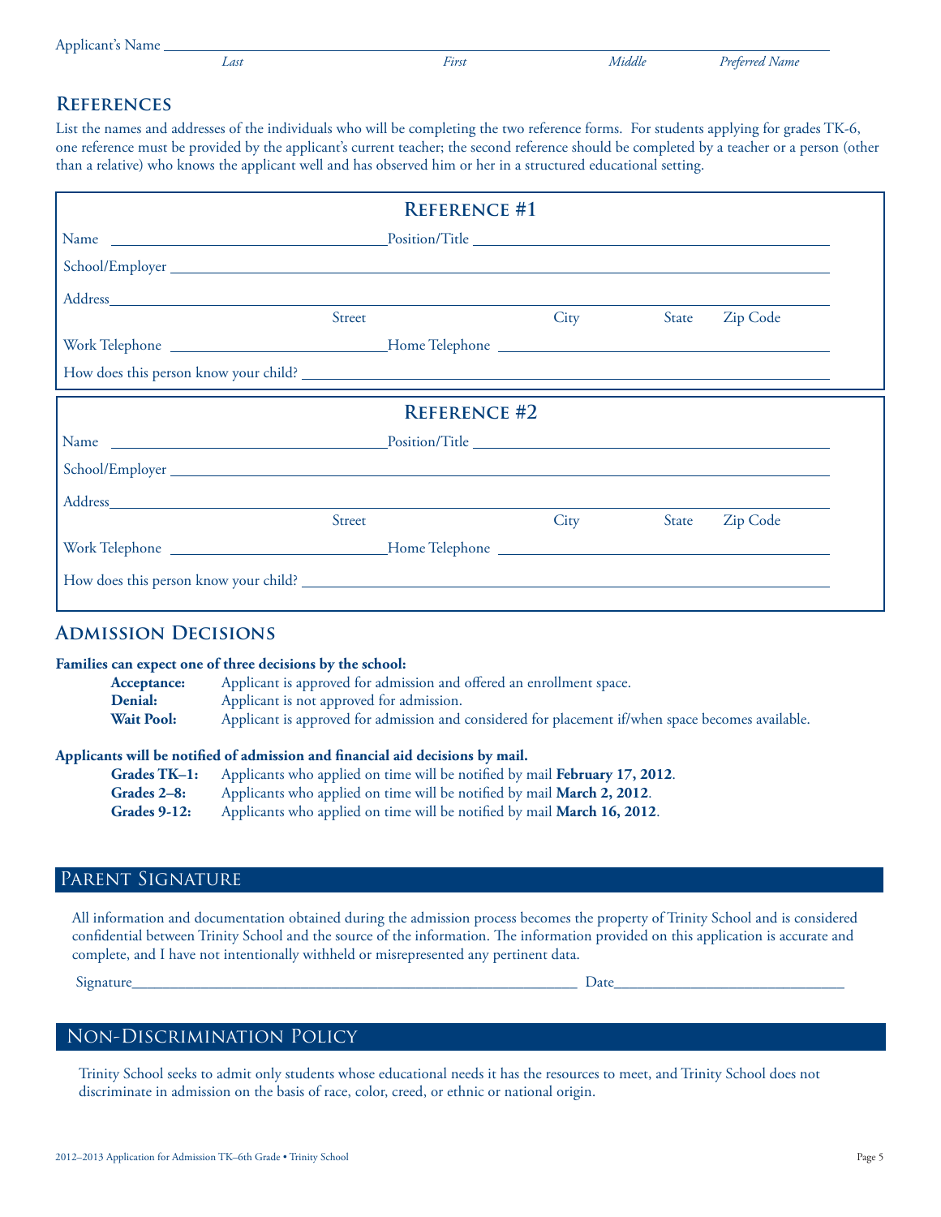Applicant's Name ______________________________________________
*Last* *First* *Middle* *Preferred Name*

## References

List the names and addresses of the individuals who will be completing the two reference forms. For students applying for grades TK-6, one reference must be provided by the applicant's current teacher; the second reference should be completed by a teacher or a person (other than a relative) who knows the applicant well and has observed him or her in a structured educational setting.

### Reference #1

Name ______________________ Position/Title ______________________

School/Employer ______________________________________________

Address ______________________________________________
Street City State Zip Code

Work Telephone ______________________ Home Telephone ______________________

How does this person know your child? ______________________________________________

### Reference #2

Name ______________________ Position/Title ______________________

School/Employer ______________________________________________

Address ______________________________________________
Street City State Zip Code

Work Telephone ______________________ Home Telephone ______________________

How does this person know your child? ______________________________________________

## Admission Decisions

**Families can expect one of three decisions by the school:**

- **Acceptance:** Applicant is approved for admission and offered an enrollment space.
- **Denial:** Applicant is not approved for admission.
- **Wait Pool:** Applicant is approved for admission and considered for placement if/when space becomes available.

**Applicants will be notified of admission and financial aid decisions by mail.**

- **Grades TK–1:** Applicants who applied on time will be notified by mail **February 17, 2012**.
- **Grades 2–8:** Applicants who applied on time will be notified by mail **March 2, 2012**.
- **Grades 9-12:** Applicants who applied on time will be notified by mail **March 16, 2012**.

## Parent Signature

All information and documentation obtained during the admission process becomes the property of Trinity School and is considered confidential between Trinity School and the source of the information. The information provided on this application is accurate and complete, and I have not intentionally withheld or misrepresented any pertinent data.

Signature ______________________________________________ Date ______________________

## Non-Discrimination Policy

Trinity School seeks to admit only students whose educational needs it has the resources to meet, and Trinity School does not discriminate in admission on the basis of race, color, creed, or ethnic or national origin.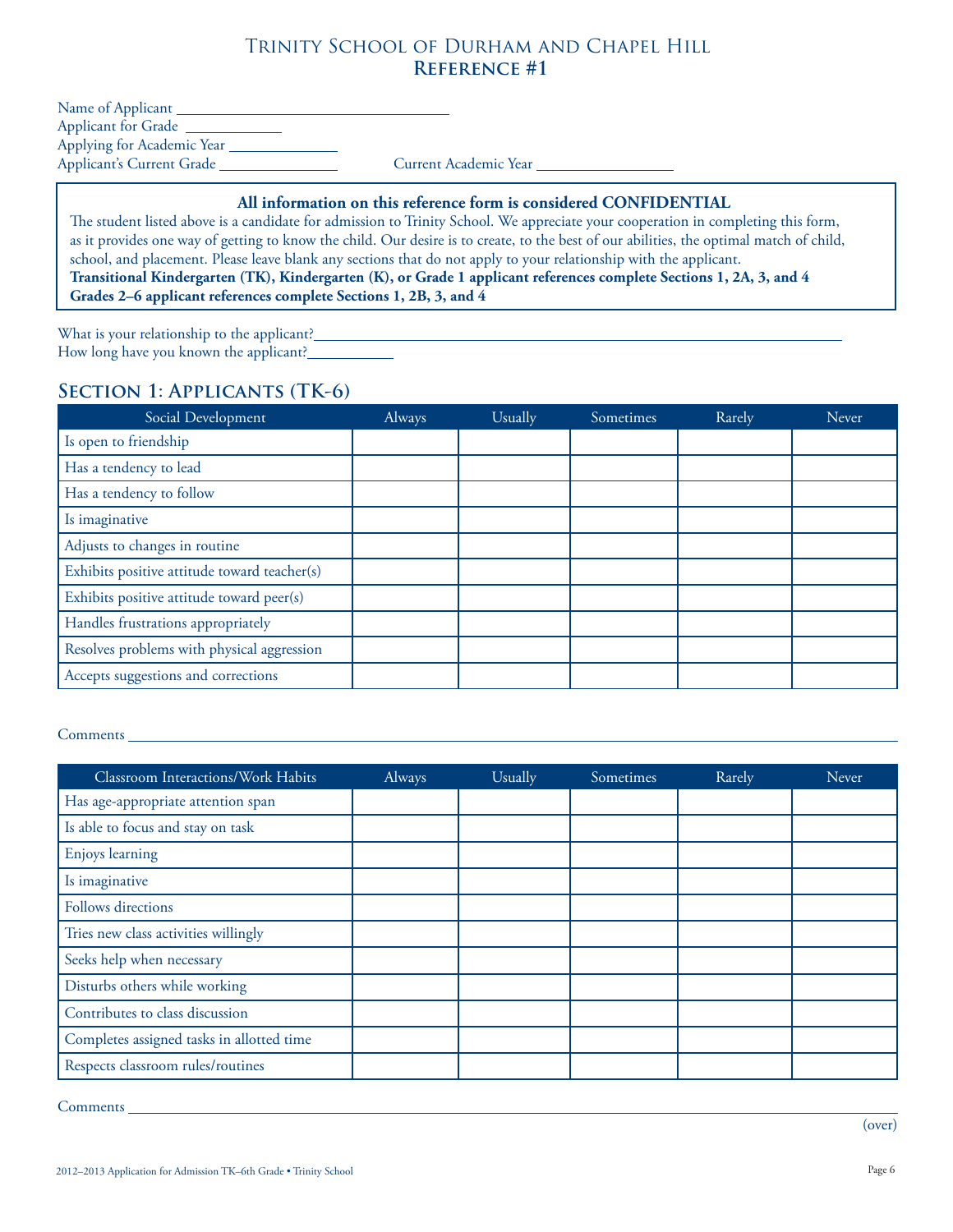# Trinity School of Durham and Chapel Hill
## Reference #1

Name of Applicant ______________________________
Applicant for Grade __________
Applying for Academic Year ____________
Applicant's Current Grade ____________ Current Academic Year _______________

**All information on this reference form is considered CONFIDENTIAL**

The student listed above is a candidate for admission to Trinity School. We appreciate your cooperation in completing this form, as it provides one way of getting to know the child. Our desire is to create, to the best of our abilities, the optimal match of child, school, and placement. Please leave blank any sections that do not apply to your relationship with the applicant.
**Transitional Kindergarten (TK), Kindergarten (K), or Grade 1 applicant references complete Sections 1, 2A, 3, and 4**
**Grades 2–6 applicant references complete Sections 1, 2B, 3, and 4**

What is your relationship to the applicant?________________________________________________
How long have you known the applicant?__________

## Section 1: Applicants (TK-6)

| Social Development | Always | Usually | Sometimes | Rarely | Never |
|---|---|---|---|---|---|
| Is open to friendship | | | | | |
| Has a tendency to lead | | | | | |
| Has a tendency to follow | | | | | |
| Is imaginative | | | | | |
| Adjusts to changes in routine | | | | | |
| Exhibits positive attitude toward teacher(s) | | | | | |
| Exhibits positive attitude toward peer(s) | | | | | |
| Handles frustrations appropriately | | | | | |
| Resolves problems with physical aggression | | | | | |
| Accepts suggestions and corrections | | | | | |

Comments ________________________________________________________________

| Classroom Interactions/Work Habits | Always | Usually | Sometimes | Rarely | Never |
|---|---|---|---|---|---|
| Has age-appropriate attention span | | | | | |
| Is able to focus and stay on task | | | | | |
| Enjoys learning | | | | | |
| Is imaginative | | | | | |
| Follows directions | | | | | |
| Tries new class activities willingly | | | | | |
| Seeks help when necessary | | | | | |
| Disturbs others while working | | | | | |
| Contributes to class discussion | | | | | |
| Completes assigned tasks in allotted time | | | | | |
| Respects classroom rules/routines | | | | | |

Comments ________________________________________________________________

(over)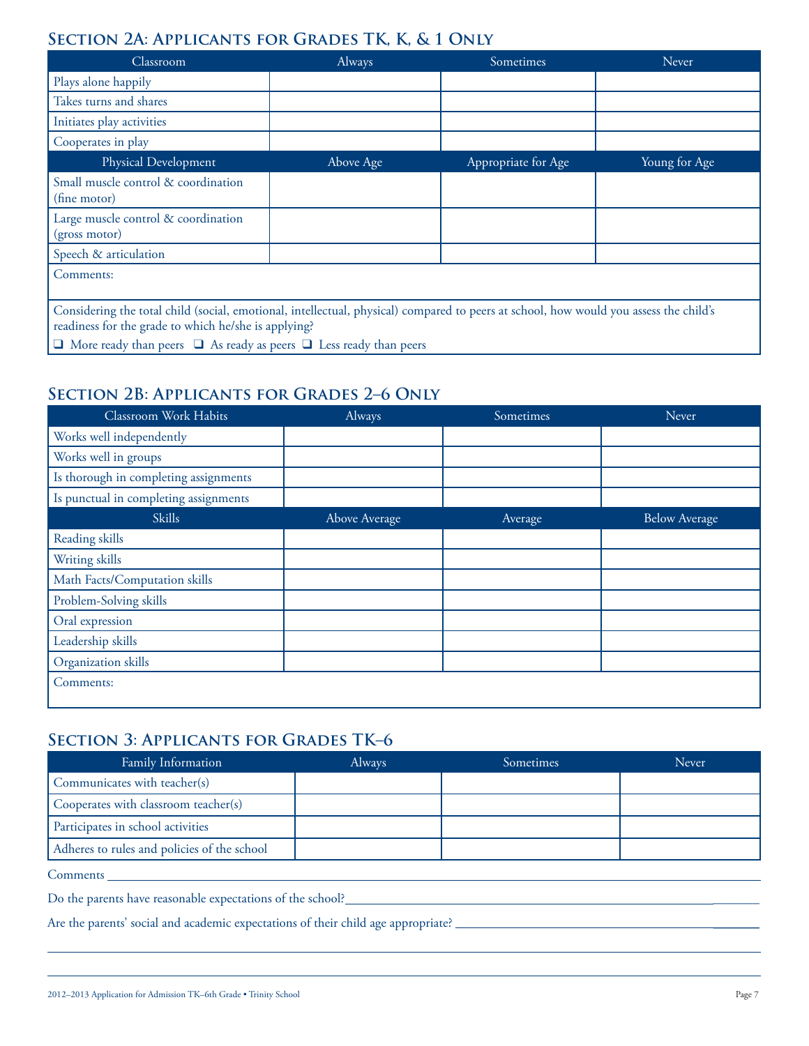## Section 2A: Applicants for Grades TK, K, & 1 Only

| Classroom | Always | Sometimes | Never |
|---|---|---|---|
| Plays alone happily | | | |
| Takes turns and shares | | | |
| Initiates play activities | | | |
| Cooperates in play | | | |
| **Physical Development** | **Above Age** | **Appropriate for Age** | **Young for Age** |
| Small muscle control & coordination (fine motor) | | | |
| Large muscle control & coordination (gross motor) | | | |
| Speech & articulation | | | |

Comments:

Considering the total child (social, emotional, intellectual, physical) compared to peers at school, how would you assess the child's readiness for the grade to which he/she is applying?

❑ More ready than peers ❑ As ready as peers ❑ Less ready than peers

## Section 2B: Applicants for Grades 2–6 Only

| Classroom Work Habits | Always | Sometimes | Never |
|---|---|---|---|
| Works well independently | | | |
| Works well in groups | | | |
| Is thorough in completing assignments | | | |
| Is punctual in completing assignments | | | |
| **Skills** | **Above Average** | **Average** | **Below Average** |
| Reading skills | | | |
| Writing skills | | | |
| Math Facts/Computation skills | | | |
| Problem-Solving skills | | | |
| Oral expression | | | |
| Leadership skills | | | |
| Organization skills | | | |

Comments:

## Section 3: Applicants for Grades TK–6

| Family Information | Always | Sometimes | Never |
|---|---|---|---|
| Communicates with teacher(s) | | | |
| Cooperates with classroom teacher(s) | | | |
| Participates in school activities | | | |
| Adheres to rules and policies of the school | | | |

Comments ______________________________________________________________

Do the parents have reasonable expectations of the school? ______________________________

Are the parents' social and academic expectations of their child age appropriate? ______________________________

______________________________________________________________

______________________________________________________________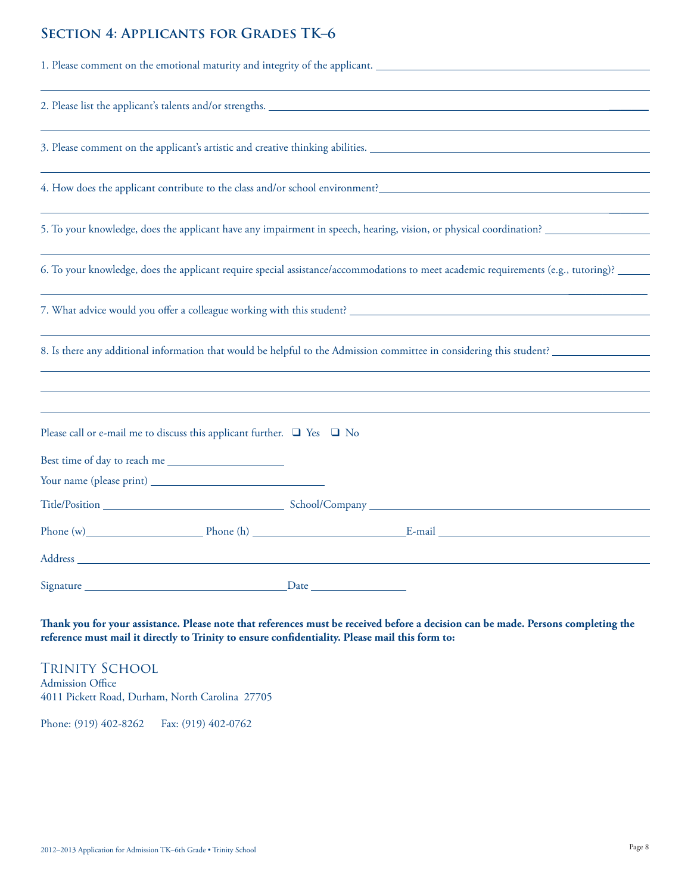## Section 4: Applicants for Grades TK–6

1. Please comment on the emotional maturity and integrity of the applicant. ______________________________

______________________________________________________________________

2. Please list the applicant's talents and/or strengths. ______________________________

______________________________________________________________________

3. Please comment on the applicant's artistic and creative thinking abilities. ______________________________

______________________________________________________________________

4. How does the applicant contribute to the class and/or school environment? ______________________________

______________________________________________________________________

5. To your knowledge, does the applicant have any impairment in speech, hearing, vision, or physical coordination? ______________

______________________________________________________________________

6. To your knowledge, does the applicant require special assistance/accommodations to meet academic requirements (e.g., tutoring)? ______

______________________________________________________________________

7. What advice would you offer a colleague working with this student? ______________________________

______________________________________________________________________

8. Is there any additional information that would be helpful to the Admission committee in considering this student? ______________

______________________________________________________________________

______________________________________________________________________

______________________________________________________________________

Please call or e-mail me to discuss this applicant further. ❑ Yes ❑ No

Best time of day to reach me ______________________

Your name (please print) ______________________________

Title/Position ______________________________ School/Company ______________________________

Phone (w) ____________________ Phone (h) ____________________ E-mail ______________________________

Address ______________________________________________________________________

Signature ______________________________ Date ______________

**Thank you for your assistance. Please note that references must be received before a decision can be made. Persons completing the reference must mail it directly to Trinity to ensure confidentiality. Please mail this form to:**

Trinity School
Admission Office
4011 Pickett Road, Durham, North Carolina 27705

Phone: (919) 402-8262 Fax: (919) 402-0762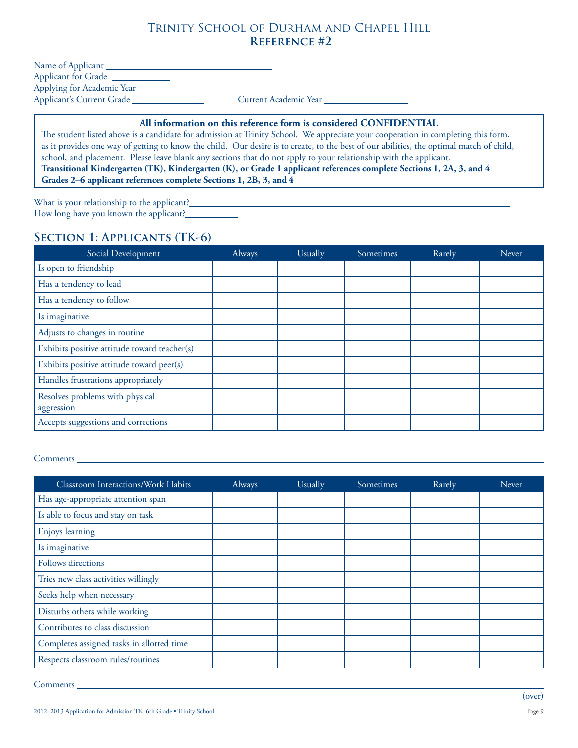# Trinity School of Durham and Chapel Hill
## Reference #2

Name of Applicant ______________________________
Applicant for Grade __________
Applying for Academic Year ____________
Applicant's Current Grade ____________ Current Academic Year ______________

**All information on this reference form is considered CONFIDENTIAL**

The student listed above is a candidate for admission at Trinity School. We appreciate your cooperation in completing this form, as it provides one way of getting to know the child. Our desire is to create, to the best of our abilities, the optimal match of child, school, and placement. Please leave blank any sections that do not apply to your relationship with the applicant.

**Transitional Kindergarten (TK), Kindergarten (K), or Grade 1 applicant references complete Sections 1, 2A, 3, and 4**

**Grades 2–6 applicant references complete Sections 1, 2B, 3, and 4**

What is your relationship to the applicant?______________________________________________________________

How long have you known the applicant?__________

## Section 1: Applicants (TK-6)

| Social Development | Always | Usually | Sometimes | Rarely | Never |
|---|---|---|---|---|---|
| Is open to friendship | | | | | |
| Has a tendency to lead | | | | | |
| Has a tendency to follow | | | | | |
| Is imaginative | | | | | |
| Adjusts to changes in routine | | | | | |
| Exhibits positive attitude toward teacher(s) | | | | | |
| Exhibits positive attitude toward peer(s) | | | | | |
| Handles frustrations appropriately | | | | | |
| Resolves problems with physical aggression | | | | | |
| Accepts suggestions and corrections | | | | | |

Comments ______________________________________________________________

| Classroom Interactions/Work Habits | Always | Usually | Sometimes | Rarely | Never |
|---|---|---|---|---|---|
| Has age-appropriate attention span | | | | | |
| Is able to focus and stay on task | | | | | |
| Enjoys learning | | | | | |
| Is imaginative | | | | | |
| Follows directions | | | | | |
| Tries new class activities willingly | | | | | |
| Seeks help when necessary | | | | | |
| Disturbs others while working | | | | | |
| Contributes to class discussion | | | | | |
| Completes assigned tasks in allotted time | | | | | |
| Respects classroom rules/routines | | | | | |

Comments ______________________________________________________________

(over)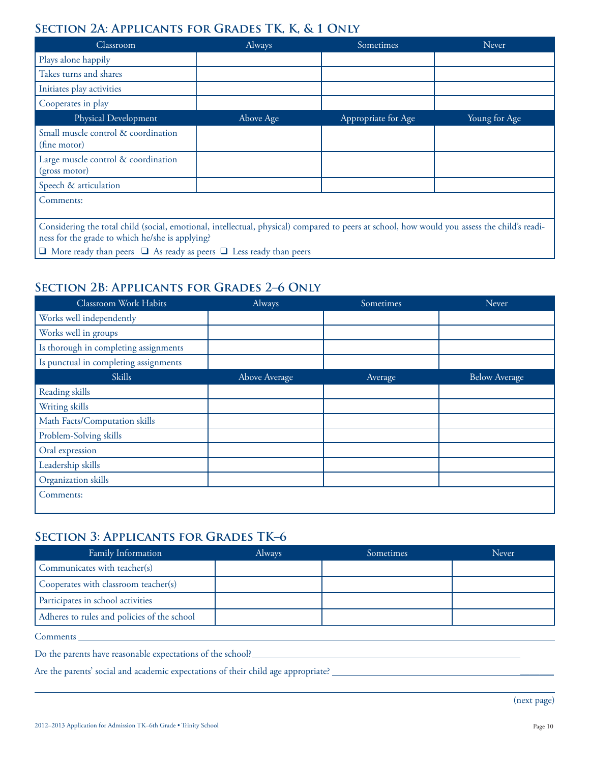## Section 2A: Applicants for Grades TK, K, & 1 Only

| Classroom | Always | Sometimes | Never |
|---|---|---|---|
| Plays alone happily | | | |
| Takes turns and shares | | | |
| Initiates play activities | | | |
| Cooperates in play | | | |
| **Physical Development** | **Above Age** | **Appropriate for Age** | **Young for Age** |
| Small muscle control & coordination (fine motor) | | | |
| Large muscle control & coordination (gross motor) | | | |
| Speech & articulation | | | |

Comments:

Considering the total child (social, emotional, intellectual, physical) compared to peers at school, how would you assess the child's readiness for the grade to which he/she is applying?

❑ More ready than peers ❑ As ready as peers ❑ Less ready than peers

## Section 2B: Applicants for Grades 2–6 Only

| Classroom Work Habits | Always | Sometimes | Never |
|---|---|---|---|
| Works well independently | | | |
| Works well in groups | | | |
| Is thorough in completing assignments | | | |
| Is punctual in completing assignments | | | |
| **Skills** | **Above Average** | **Average** | **Below Average** |
| Reading skills | | | |
| Writing skills | | | |
| Math Facts/Computation skills | | | |
| Problem-Solving skills | | | |
| Oral expression | | | |
| Leadership skills | | | |
| Organization skills | | | |

Comments:

## Section 3: Applicants for Grades TK–6

| Family Information | Always | Sometimes | Never |
|---|---|---|---|
| Communicates with teacher(s) | | | |
| Cooperates with classroom teacher(s) | | | |
| Participates in school activities | | | |
| Adheres to rules and policies of the school | | | |

Comments ____________________________________________

Do the parents have reasonable expectations of the school? ____________________________________________

Are the parents' social and academic expectations of their child age appropriate? ____________________________________________

(next page)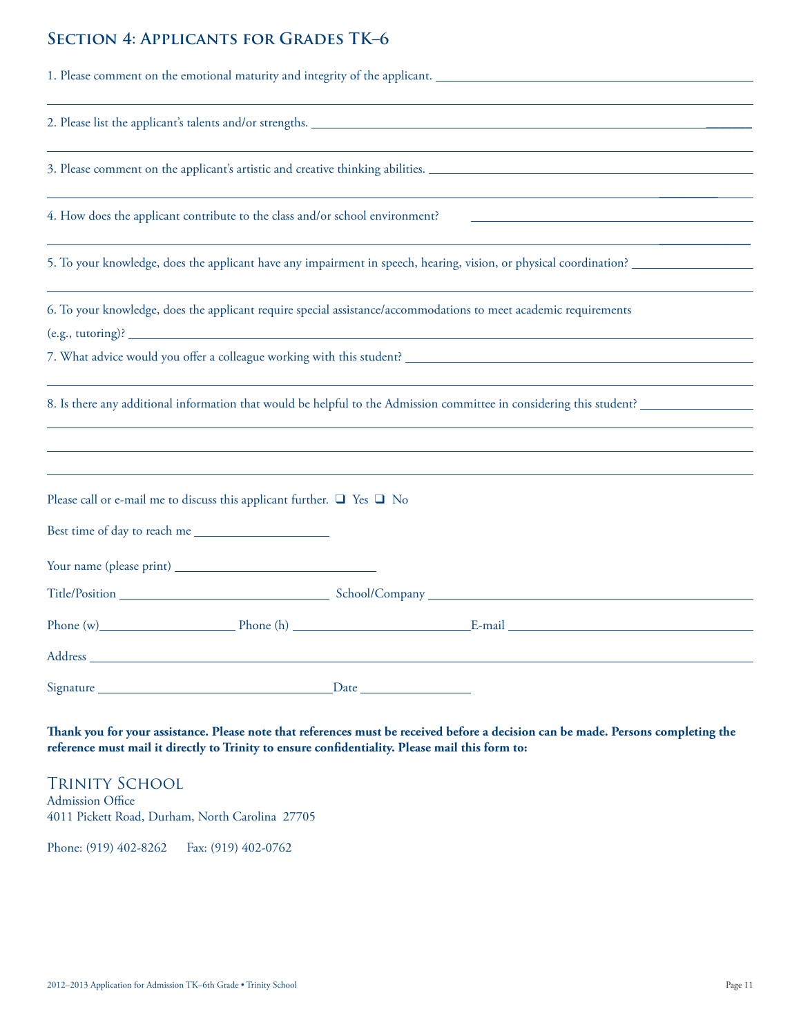## Section 4: Applicants for Grades TK–6

1. Please comment on the emotional maturity and integrity of the applicant. ____________________

2. Please list the applicant's talents and/or strengths. ____________________

3. Please comment on the applicant's artistic and creative thinking abilities. ____________________

4. How does the applicant contribute to the class and/or school environment? ____________________

5. To your knowledge, does the applicant have any impairment in speech, hearing, vision, or physical coordination? ____________________

6. To your knowledge, does the applicant require special assistance/accommodations to meet academic requirements (e.g., tutoring)? ____________________

7. What advice would you offer a colleague working with this student? ____________________

8. Is there any additional information that would be helpful to the Admission committee in considering this student? ____________________

Please call or e-mail me to discuss this applicant further. ❑ Yes ❑ No

Best time of day to reach me ____________________

Your name (please print) ____________________

Title/Position ____________________ School/Company ____________________

Phone (w) ____________________ Phone (h) ____________________ E-mail ____________________

Address ____________________

Signature ____________________ Date ____________________

**Thank you for your assistance. Please note that references must be received before a decision can be made. Persons completing the reference must mail it directly to Trinity to ensure confidentiality. Please mail this form to:**

Trinity School
Admission Office
4011 Pickett Road, Durham, North Carolina 27705

Phone: (919) 402-8262 Fax: (919) 402-0762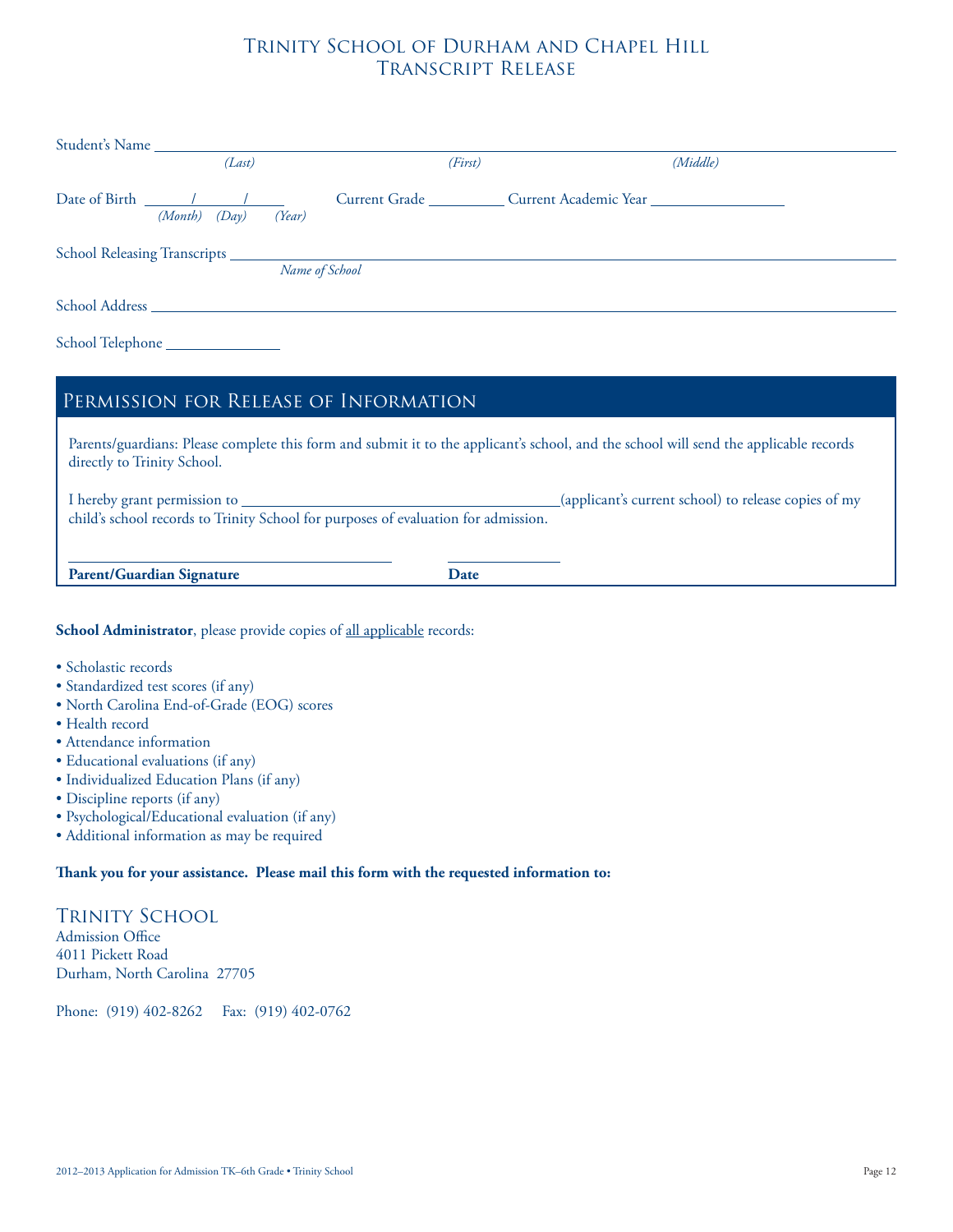# Trinity School of Durham and Chapel Hill
# Transcript Release

Student's Name ______________________________________________________________
*(Last)* *(First)* *(Middle)*

Date of Birth ______/______/______ Current Grade __________ Current Academic Year ________________
*(Month)* *(Day)* *(Year)*

School Releasing Transcripts ______________________________________________________
*Name of School*

School Address ______________________________________________________________

School Telephone ______________

## Permission for Release of Information

Parents/guardians: Please complete this form and submit it to the applicant's school, and the school will send the applicable records directly to Trinity School.

I hereby grant permission to ________________________________(applicant's current school) to release copies of my child's school records to Trinity School for purposes of evaluation for admission.

______________________________ ______________
**Parent/Guardian Signature** **Date**

**School Administrator**, please provide copies of all applicable records:

- Scholastic records
- Standardized test scores (if any)
- North Carolina End-of-Grade (EOG) scores
- Health record
- Attendance information
- Educational evaluations (if any)
- Individualized Education Plans (if any)
- Discipline reports (if any)
- Psychological/Educational evaluation (if any)
- Additional information as may be required

**Thank you for your assistance. Please mail this form with the requested information to:**

Trinity School
Admission Office
4011 Pickett Road
Durham, North Carolina 27705

Phone: (919) 402-8262 Fax: (919) 402-0762